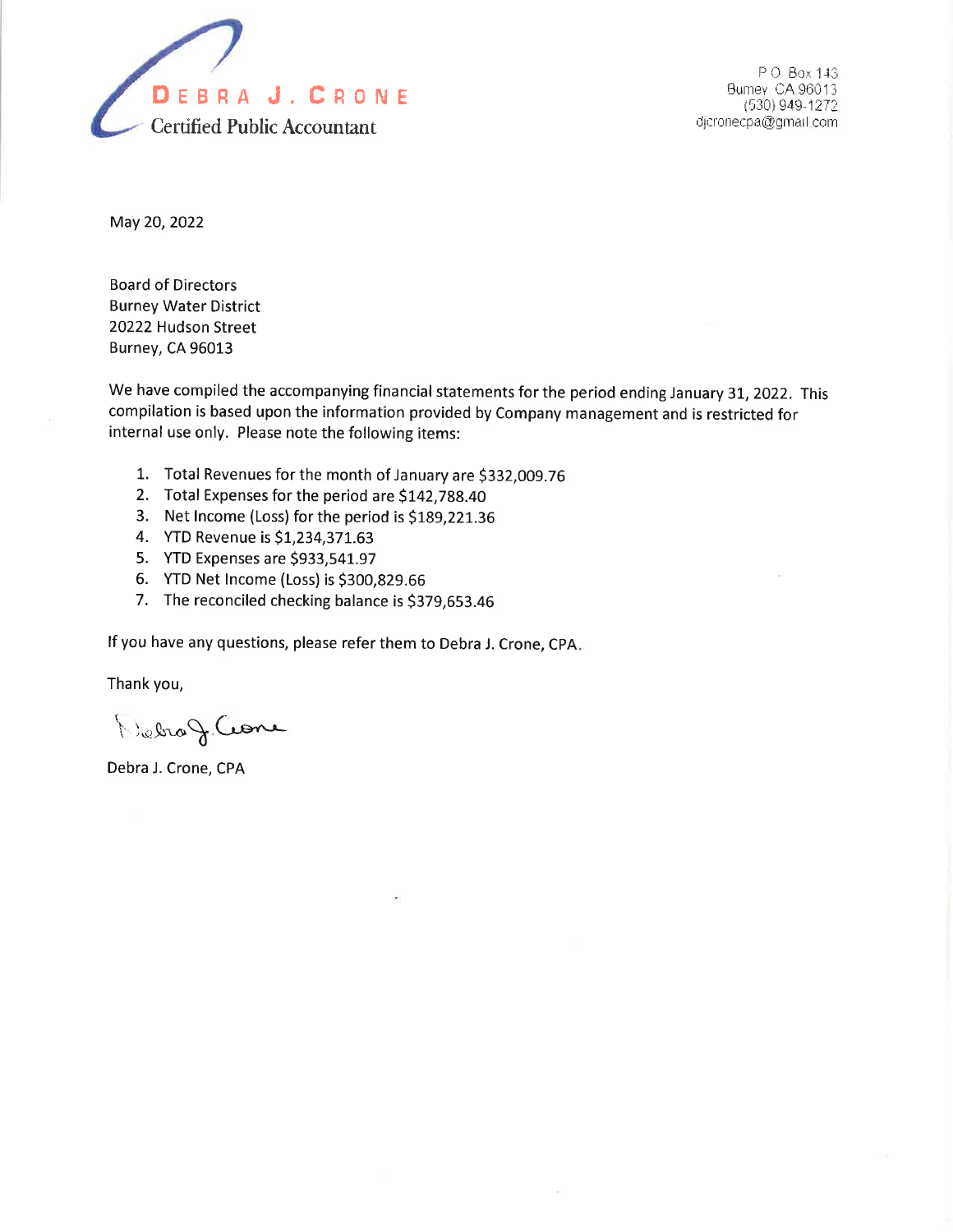**DEBRA J. CRONE**
Certified Public Accountant

P O Box 143
Burney CA 96013
(530) 949-1272
djcronecpa@gmail.com

May 20, 2022

Board of Directors
Burney Water District
20222 Hudson Street
Burney, CA 96013

We have compiled the accompanying financial statements for the period ending January 31, 2022. This compilation is based upon the information provided by Company management and is restricted for internal use only. Please note the following items:

1. Total Revenues for the month of January are $332,009.76
2. Total Expenses for the period are $142,788.40
3. Net Income (Loss) for the period is $189,221.36
4. YTD Revenue is $1,234,371.63
5. YTD Expenses are $933,541.97
6. YTD Net Income (Loss) is $300,829.66
7. The reconciled checking balance is $379,653.46

If you have any questions, please refer them to Debra J. Crone, CPA.

Thank you,

Debra J. Crone

Debra J. Crone, CPA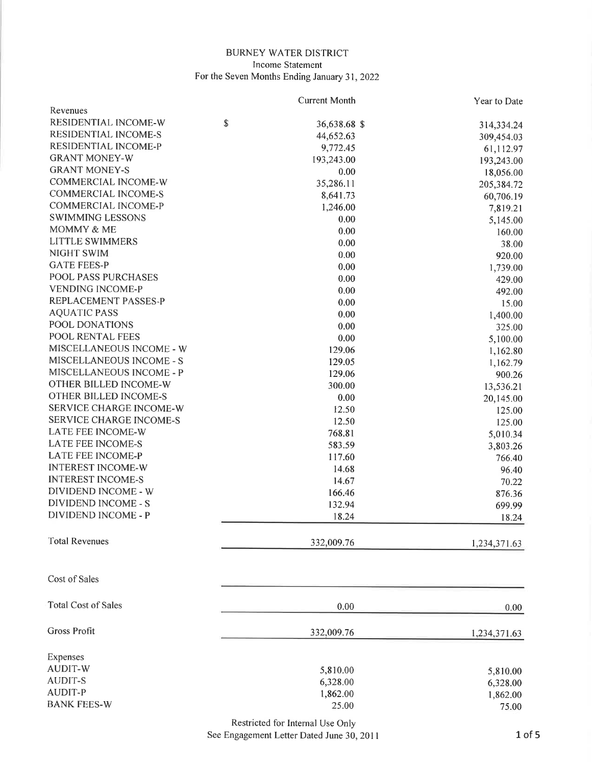# BURNEY WATER DISTRICT

Income Statement

For the Seven Months Ending January 31, 2022

| | Current Month | Year to Date |
|---|---|---|
| Revenues | | |
| RESIDENTIAL INCOME-W | $ 36,638.68 | $ 314,334.24 |
| RESIDENTIAL INCOME-S | 44,652.63 | 309,454.03 |
| RESIDENTIAL INCOME-P | 9,772.45 | 61,112.97 |
| GRANT MONEY-W | 193,243.00 | 193,243.00 |
| GRANT MONEY-S | 0.00 | 18,056.00 |
| COMMERCIAL INCOME-W | 35,286.11 | 205,384.72 |
| COMMERCIAL INCOME-S | 8,641.73 | 60,706.19 |
| COMMERCIAL INCOME-P | 1,246.00 | 7,819.21 |
| SWIMMING LESSONS | 0.00 | 5,145.00 |
| MOMMY & ME | 0.00 | 160.00 |
| LITTLE SWIMMERS | 0.00 | 38.00 |
| NIGHT SWIM | 0.00 | 920.00 |
| GATE FEES-P | 0.00 | 1,739.00 |
| POOL PASS PURCHASES | 0.00 | 429.00 |
| VENDING INCOME-P | 0.00 | 492.00 |
| REPLACEMENT PASSES-P | 0.00 | 15.00 |
| AQUATIC PASS | 0.00 | 1,400.00 |
| POOL DONATIONS | 0.00 | 325.00 |
| POOL RENTAL FEES | 0.00 | 5,100.00 |
| MISCELLANEOUS INCOME - W | 129.06 | 1,162.80 |
| MISCELLANEOUS INCOME - S | 129.05 | 1,162.79 |
| MISCELLANEOUS INCOME - P | 129.06 | 900.26 |
| OTHER BILLED INCOME-W | 300.00 | 13,536.21 |
| OTHER BILLED INCOME-S | 0.00 | 20,145.00 |
| SERVICE CHARGE INCOME-W | 12.50 | 125.00 |
| SERVICE CHARGE INCOME-S | 12.50 | 125.00 |
| LATE FEE INCOME-W | 768.81 | 5,010.34 |
| LATE FEE INCOME-S | 583.59 | 3,803.26 |
| LATE FEE INCOME-P | 117.60 | 766.40 |
| INTEREST INCOME-W | 14.68 | 96.40 |
| INTEREST INCOME-S | 14.67 | 70.22 |
| DIVIDEND INCOME - W | 166.46 | 876.36 |
| DIVIDEND INCOME - S | 132.94 | 699.99 |
| DIVIDEND INCOME - P | 18.24 | 18.24 |
| Total Revenues | 332,009.76 | 1,234,371.63 |
| Cost of Sales | | |
| Total Cost of Sales | 0.00 | 0.00 |
| Gross Profit | 332,009.76 | 1,234,371.63 |
| Expenses | | |
| AUDIT-W | 5,810.00 | 5,810.00 |
| AUDIT-S | 6,328.00 | 6,328.00 |
| AUDIT-P | 1,862.00 | 1,862.00 |
| BANK FEES-W | 25.00 | 75.00 |

Restricted for Internal Use Only

See Engagement Letter Dated June 30, 2011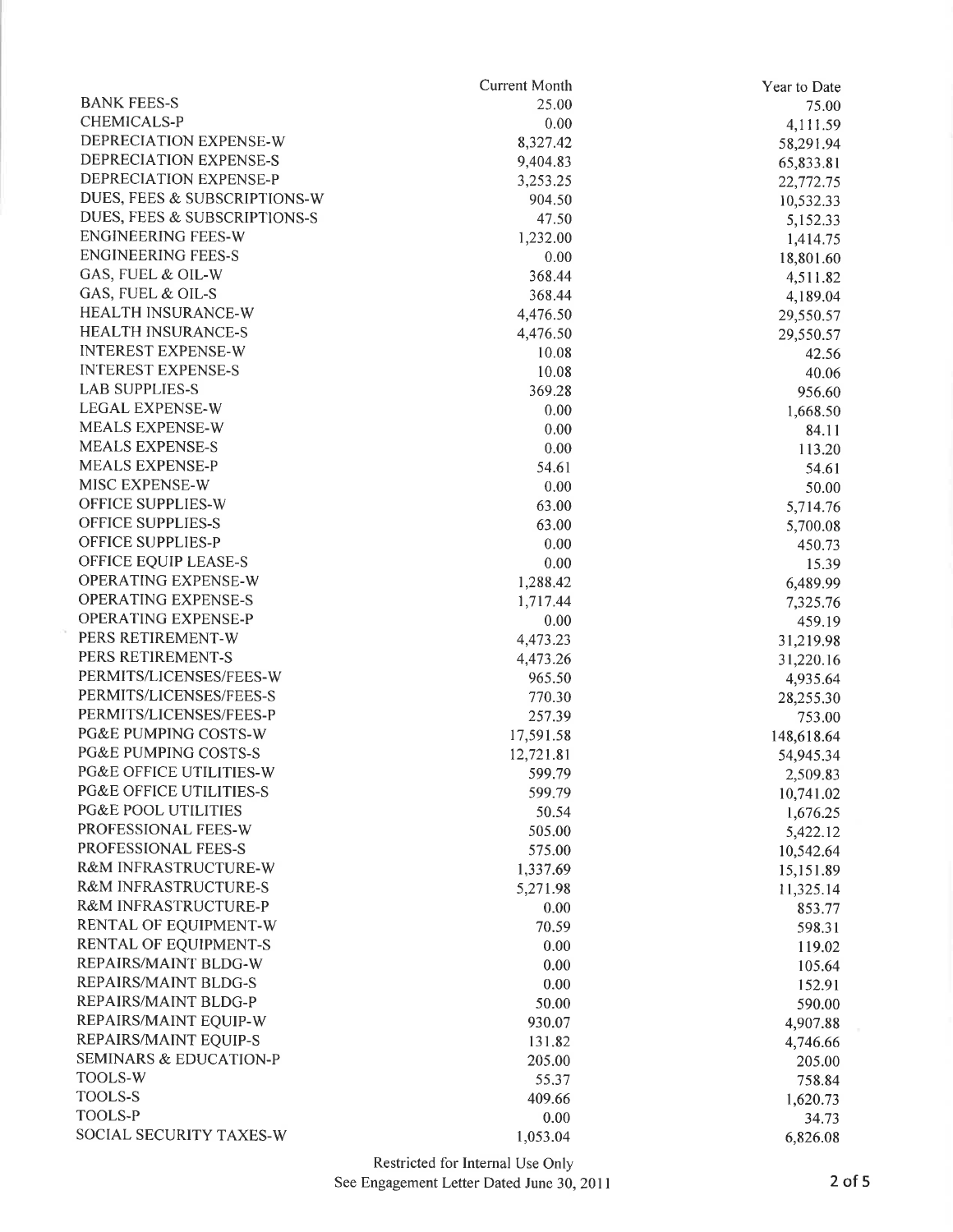| | Current Month | Year to Date |
|---|---|---|
| BANK FEES-S | 25.00 | 75.00 |
| CHEMICALS-P | 0.00 | 4,111.59 |
| DEPRECIATION EXPENSE-W | 8,327.42 | 58,291.94 |
| DEPRECIATION EXPENSE-S | 9,404.83 | 65,833.81 |
| DEPRECIATION EXPENSE-P | 3,253.25 | 22,772.75 |
| DUES, FEES & SUBSCRIPTIONS-W | 904.50 | 10,532.33 |
| DUES, FEES & SUBSCRIPTIONS-S | 47.50 | 5,152.33 |
| ENGINEERING FEES-W | 1,232.00 | 1,414.75 |
| ENGINEERING FEES-S | 0.00 | 18,801.60 |
| GAS, FUEL & OIL-W | 368.44 | 4,511.82 |
| GAS, FUEL & OIL-S | 368.44 | 4,189.04 |
| HEALTH INSURANCE-W | 4,476.50 | 29,550.57 |
| HEALTH INSURANCE-S | 4,476.50 | 29,550.57 |
| INTEREST EXPENSE-W | 10.08 | 42.56 |
| INTEREST EXPENSE-S | 10.08 | 40.06 |
| LAB SUPPLIES-S | 369.28 | 956.60 |
| LEGAL EXPENSE-W | 0.00 | 1,668.50 |
| MEALS EXPENSE-W | 0.00 | 84.11 |
| MEALS EXPENSE-S | 0.00 | 113.20 |
| MEALS EXPENSE-P | 54.61 | 54.61 |
| MISC EXPENSE-W | 0.00 | 50.00 |
| OFFICE SUPPLIES-W | 63.00 | 5,714.76 |
| OFFICE SUPPLIES-S | 63.00 | 5,700.08 |
| OFFICE SUPPLIES-P | 0.00 | 450.73 |
| OFFICE EQUIP LEASE-S | 0.00 | 15.39 |
| OPERATING EXPENSE-W | 1,288.42 | 6,489.99 |
| OPERATING EXPENSE-S | 1,717.44 | 7,325.76 |
| OPERATING EXPENSE-P | 0.00 | 459.19 |
| PERS RETIREMENT-W | 4,473.23 | 31,219.98 |
| PERS RETIREMENT-S | 4,473.26 | 31,220.16 |
| PERMITS/LICENSES/FEES-W | 965.50 | 4,935.64 |
| PERMITS/LICENSES/FEES-S | 770.30 | 28,255.30 |
| PERMITS/LICENSES/FEES-P | 257.39 | 753.00 |
| PG&E PUMPING COSTS-W | 17,591.58 | 148,618.64 |
| PG&E PUMPING COSTS-S | 12,721.81 | 54,945.34 |
| PG&E OFFICE UTILITIES-W | 599.79 | 2,509.83 |
| PG&E OFFICE UTILITIES-S | 599.79 | 10,741.02 |
| PG&E POOL UTILITIES | 50.54 | 1,676.25 |
| PROFESSIONAL FEES-W | 505.00 | 5,422.12 |
| PROFESSIONAL FEES-S | 575.00 | 10,542.64 |
| R&M INFRASTRUCTURE-W | 1,337.69 | 15,151.89 |
| R&M INFRASTRUCTURE-S | 5,271.98 | 11,325.14 |
| R&M INFRASTRUCTURE-P | 0.00 | 853.77 |
| RENTAL OF EQUIPMENT-W | 70.59 | 598.31 |
| RENTAL OF EQUIPMENT-S | 0.00 | 119.02 |
| REPAIRS/MAINT BLDG-W | 0.00 | 105.64 |
| REPAIRS/MAINT BLDG-S | 0.00 | 152.91 |
| REPAIRS/MAINT BLDG-P | 50.00 | 590.00 |
| REPAIRS/MAINT EQUIP-W | 930.07 | 4,907.88 |
| REPAIRS/MAINT EQUIP-S | 131.82 | 4,746.66 |
| SEMINARS & EDUCATION-P | 205.00 | 205.00 |
| TOOLS-W | 55.37 | 758.84 |
| TOOLS-S | 409.66 | 1,620.73 |
| TOOLS-P | 0.00 | 34.73 |
| SOCIAL SECURITY TAXES-W | 1,053.04 | 6,826.08 |

Restricted for Internal Use Only
See Engagement Letter Dated June 30, 2011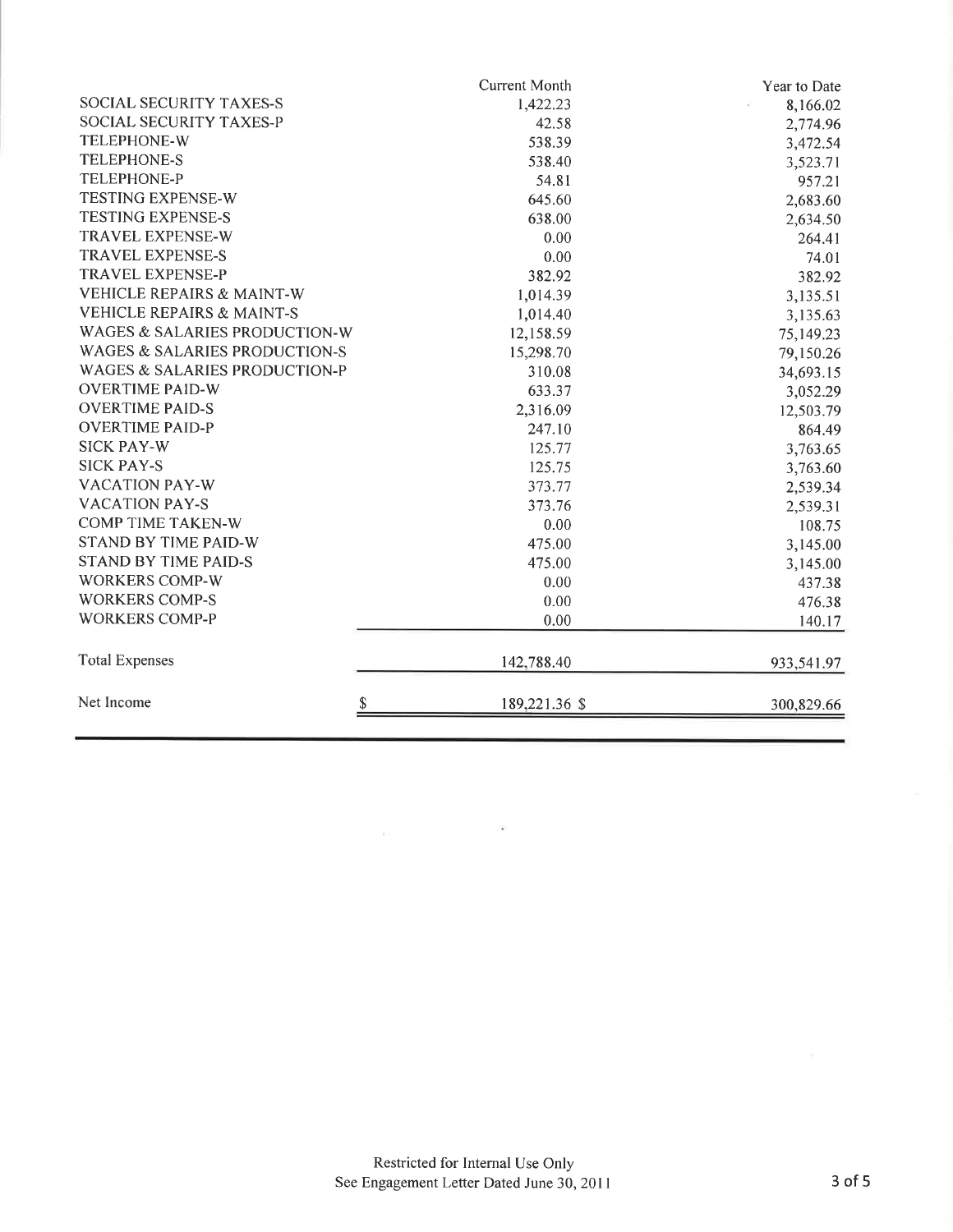| | Current Month | Year to Date |
|---|---|---|
| SOCIAL SECURITY TAXES-S | 1,422.23 | 8,166.02 |
| SOCIAL SECURITY TAXES-P | 42.58 | 2,774.96 |
| TELEPHONE-W | 538.39 | 3,472.54 |
| TELEPHONE-S | 538.40 | 3,523.71 |
| TELEPHONE-P | 54.81 | 957.21 |
| TESTING EXPENSE-W | 645.60 | 2,683.60 |
| TESTING EXPENSE-S | 638.00 | 2,634.50 |
| TRAVEL EXPENSE-W | 0.00 | 264.41 |
| TRAVEL EXPENSE-S | 0.00 | 74.01 |
| TRAVEL EXPENSE-P | 382.92 | 382.92 |
| VEHICLE REPAIRS & MAINT-W | 1,014.39 | 3,135.51 |
| VEHICLE REPAIRS & MAINT-S | 1,014.40 | 3,135.63 |
| WAGES & SALARIES PRODUCTION-W | 12,158.59 | 75,149.23 |
| WAGES & SALARIES PRODUCTION-S | 15,298.70 | 79,150.26 |
| WAGES & SALARIES PRODUCTION-P | 310.08 | 34,693.15 |
| OVERTIME PAID-W | 633.37 | 3,052.29 |
| OVERTIME PAID-S | 2,316.09 | 12,503.79 |
| OVERTIME PAID-P | 247.10 | 864.49 |
| SICK PAY-W | 125.77 | 3,763.65 |
| SICK PAY-S | 125.75 | 3,763.60 |
| VACATION PAY-W | 373.77 | 2,539.34 |
| VACATION PAY-S | 373.76 | 2,539.31 |
| COMP TIME TAKEN-W | 0.00 | 108.75 |
| STAND BY TIME PAID-W | 475.00 | 3,145.00 |
| STAND BY TIME PAID-S | 475.00 | 3,145.00 |
| WORKERS COMP-W | 0.00 | 437.38 |
| WORKERS COMP-S | 0.00 | 476.38 |
| WORKERS COMP-P | 0.00 | 140.17 |
| Total Expenses | 142,788.40 | 933,541.97 |
| Net Income | $ 189,221.36 | $ 300,829.66 |

Restricted for Internal Use Only
See Engagement Letter Dated June 30, 2011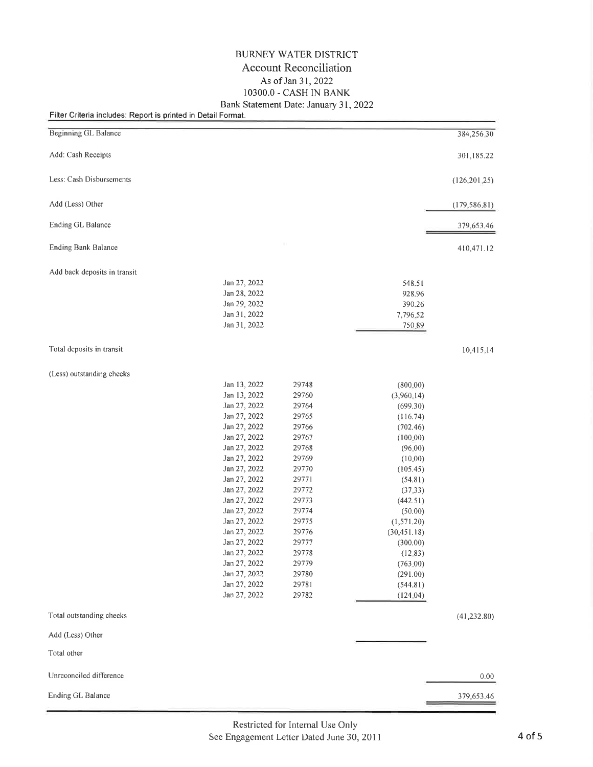# BURNEY WATER DISTRICT

## Account Reconciliation

As of Jan 31, 2022

10300.0 - CASH IN BANK

Bank Statement Date: January 31, 2022

Filter Criteria includes: Report is printed in Detail Format.

| | | | | |
|---|---|---|---|---|
| Beginning GL Balance | | | | 384,256.30 |
| Add: Cash Receipts | | | | 301,185.22 |
| Less: Cash Disbursements | | | | (126,201.25) |
| Add (Less) Other | | | | (179,586.81) |
| Ending GL Balance | | | | 379,653.46 |
| Ending Bank Balance | | | | 410,471.12 |
| Add back deposits in transit | | | | |
| | Jan 27, 2022 | | 548.51 | |
| | Jan 28, 2022 | | 928.96 | |
| | Jan 29, 2022 | | 390.26 | |
| | Jan 31, 2022 | | 7,796.52 | |
| | Jan 31, 2022 | | 750.89 | |
| Total deposits in transit | | | | 10,415.14 |
| (Less) outstanding checks | | | | |
| | Jan 13, 2022 | 29748 | (800.00) | |
| | Jan 13, 2022 | 29760 | (3,960.14) | |
| | Jan 27, 2022 | 29764 | (699.30) | |
| | Jan 27, 2022 | 29765 | (116.74) | |
| | Jan 27, 2022 | 29766 | (702.46) | |
| | Jan 27, 2022 | 29767 | (100.00) | |
| | Jan 27, 2022 | 29768 | (96.00) | |
| | Jan 27, 2022 | 29769 | (10.00) | |
| | Jan 27, 2022 | 29770 | (105.45) | |
| | Jan 27, 2022 | 29771 | (54.81) | |
| | Jan 27, 2022 | 29772 | (37.33) | |
| | Jan 27, 2022 | 29773 | (442.51) | |
| | Jan 27, 2022 | 29774 | (50.00) | |
| | Jan 27, 2022 | 29775 | (1,571.20) | |
| | Jan 27, 2022 | 29776 | (30,451.18) | |
| | Jan 27, 2022 | 29777 | (300.00) | |
| | Jan 27, 2022 | 29778 | (12.83) | |
| | Jan 27, 2022 | 29779 | (763.00) | |
| | Jan 27, 2022 | 29780 | (291.00) | |
| | Jan 27, 2022 | 29781 | (544.81) | |
| | Jan 27, 2022 | 29782 | (124.04) | |
| Total outstanding checks | | | | (41,232.80) |
| Add (Less) Other | | | | |
| Total other | | | | |
| Unreconciled difference | | | | 0.00 |
| Ending GL Balance | | | | 379,653.46 |

Restricted for Internal Use Only
See Engagement Letter Dated June 30, 2011